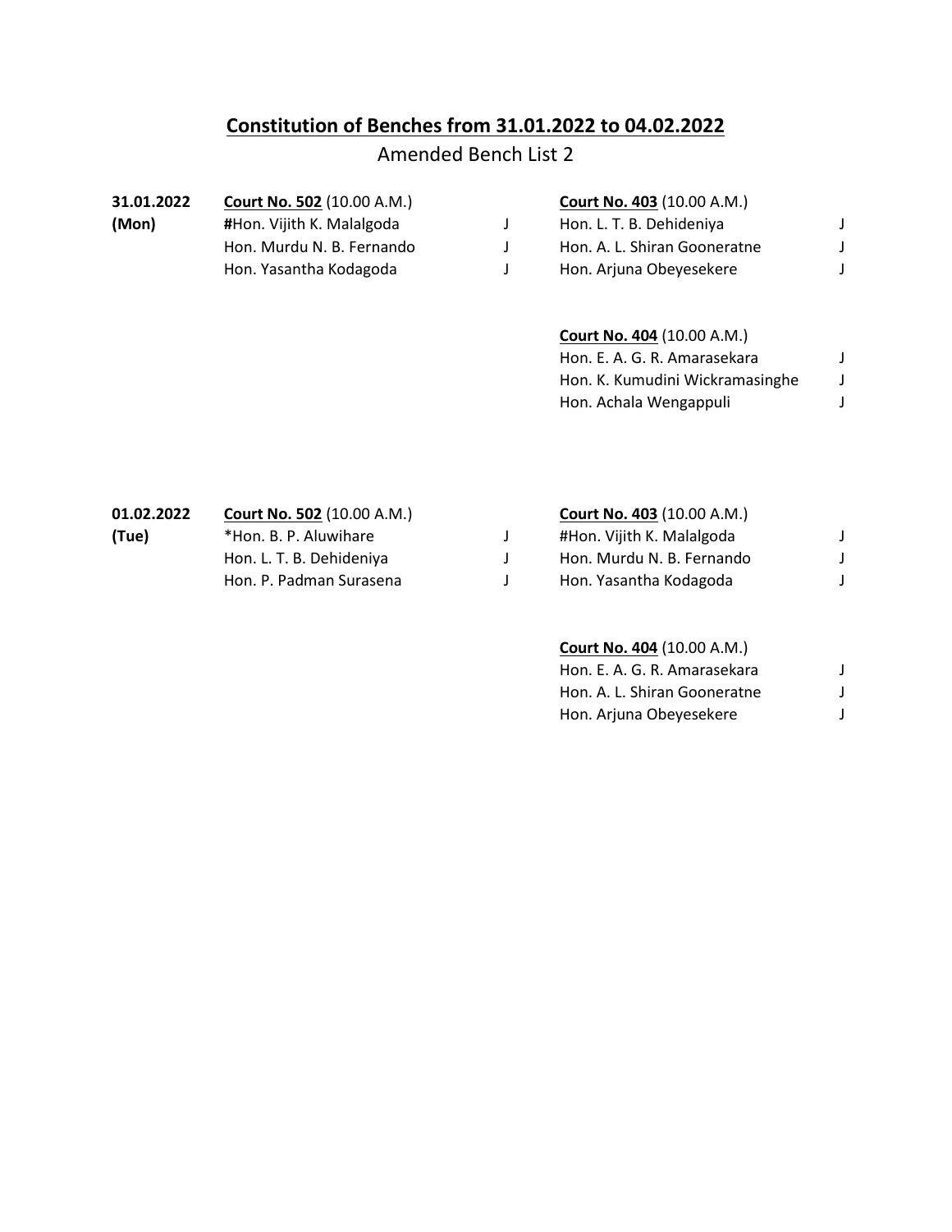# Constitution of Benches from 31.01.2022 to 04.02.2022

Amended Bench List 2

**31.01.2022 (Mon)**

**Court No. 502** (10.00 A.M.)

| | |
|---|---|
| **#**Hon. Vijith K. Malalgoda | J |
| Hon. Murdu N. B. Fernando | J |
| Hon. Yasantha Kodagoda | J |

**Court No. 403** (10.00 A.M.)

| | |
|---|---|
| Hon. L. T. B. Dehideniya | J |
| Hon. A. L. Shiran Gooneratne | J |
| Hon. Arjuna Obeyesekere | J |

**Court No. 404** (10.00 A.M.)

| | |
|---|---|
| Hon. E. A. G. R. Amarasekara | J |
| Hon. K. Kumudini Wickramasinghe | J |
| Hon. Achala Wengappuli | J |

**01.02.2022 (Tue)**

**Court No. 502** (10.00 A.M.)

| | |
|---|---|
| *Hon. B. P. Aluwihare | J |
| Hon. L. T. B. Dehideniya | J |
| Hon. P. Padman Surasena | J |

**Court No. 403** (10.00 A.M.)

| | |
|---|---|
| #Hon. Vijith K. Malalgoda | J |
| Hon. Murdu N. B. Fernando | J |
| Hon. Yasantha Kodagoda | J |

**Court No. 404** (10.00 A.M.)

| | |
|---|---|
| Hon. E. A. G. R. Amarasekara | J |
| Hon. A. L. Shiran Gooneratne | J |
| Hon. Arjuna Obeyesekere | J |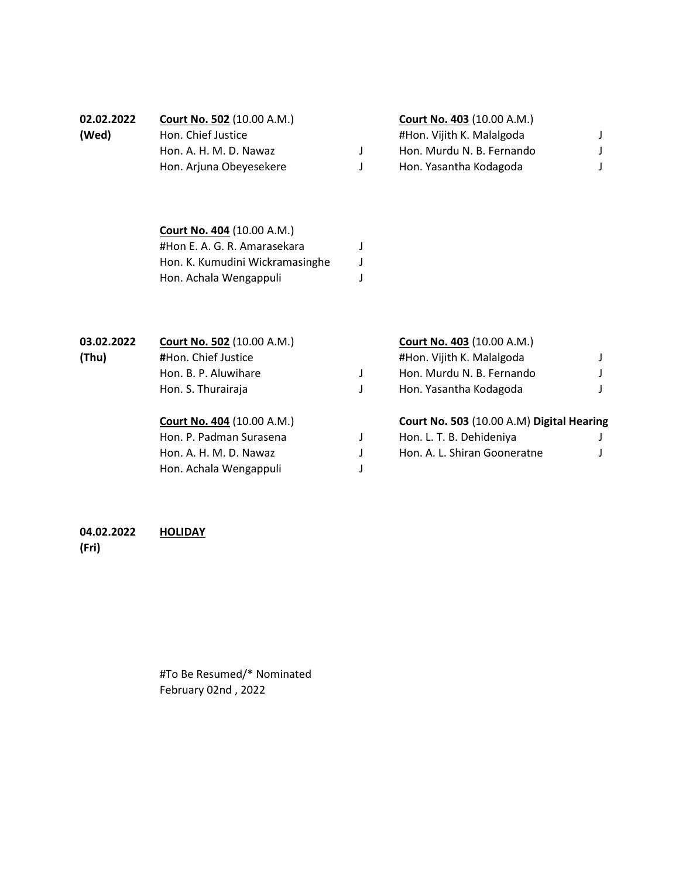**02.02.2022 (Wed)**

**Court No. 502** (10.00 A.M.)

Hon. Chief Justice
Hon. A. H. M. D. Nawaz J
Hon. Arjuna Obeyesekere J

**Court No. 403** (10.00 A.M.)

#Hon. Vijith K. Malalgoda J
Hon. Murdu N. B. Fernando J
Hon. Yasantha Kodagoda J

**Court No. 404** (10.00 A.M.)

#Hon E. A. G. R. Amarasekara J
Hon. K. Kumudini Wickramasinghe J
Hon. Achala Wengappuli J

**03.02.2022 (Thu)**

**Court No. 502** (10.00 A.M.)

**#**Hon. Chief Justice
Hon. B. P. Aluwihare J
Hon. S. Thurairaja J

**Court No. 403** (10.00 A.M.)

#Hon. Vijith K. Malalgoda J
Hon. Murdu N. B. Fernando J
Hon. Yasantha Kodagoda J

**Court No. 404** (10.00 A.M.)

Hon. P. Padman Surasena J
Hon. A. H. M. D. Nawaz J
Hon. Achala Wengappuli J

**Court No. 503** (10.00 A.M) **Digital Hearing**

Hon. L. T. B. Dehideniya J
Hon. A. L. Shiran Gooneratne J

**04.02.2022 (Fri)**

**HOLIDAY**

#To Be Resumed/* Nominated
February 02nd , 2022